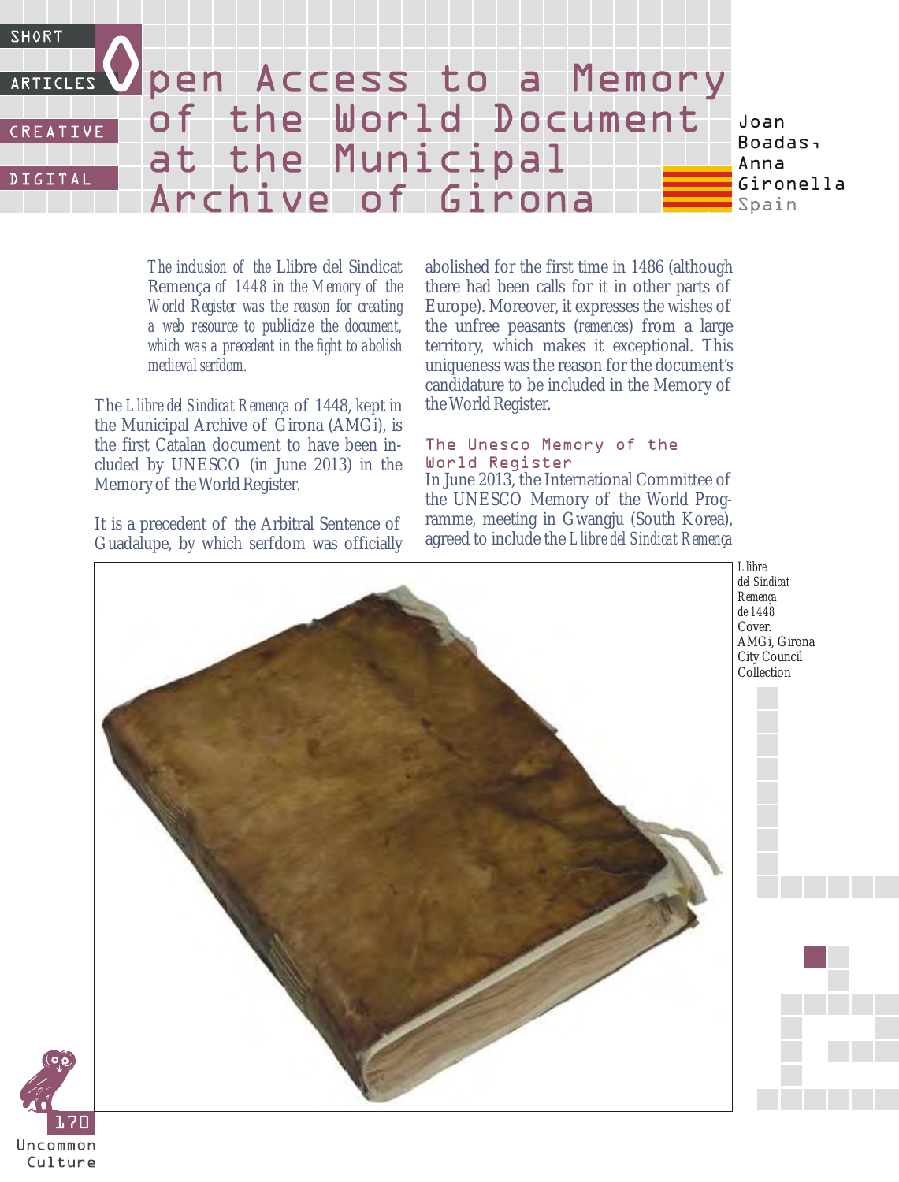# Open Access to a Memory of the World Document at the Municipal Archive of Girona

Joan Boadas, Anna Gironella
Spain

*The inclusion of the* Llibre del Sindicat Remença *of 1448 in the Memory of the World Register was the reason for creating a web resource to publicize the document, which was a precedent in the fight to abolish medieval serfdom.*

The *Llibre del Sindicat Remença* of 1448, kept in the Municipal Archive of Girona (AMGi), is the first Catalan document to have been included by UNESCO (in June 2013) in the Memory of the World Register.

It is a precedent of the Arbitral Sentence of Guadalupe, by which serfdom was officially abolished for the first time in 1486 (although there had been calls for it in other parts of Europe). Moreover, it expresses the wishes of the unfree peasants (*remences*) from a large territory, which makes it exceptional. This uniqueness was the reason for the document's candidature to be included in the Memory of the World Register.

## The Unesco Memory of the World Register

In June 2013, the International Committee of the UNESCO Memory of the World Programme, meeting in Gwangju (South Korea), agreed to include the *Llibre del Sindicat Remença*

*Llibre del Sindicat Remença de 1448* Cover. AMGi, Girona City Council Collection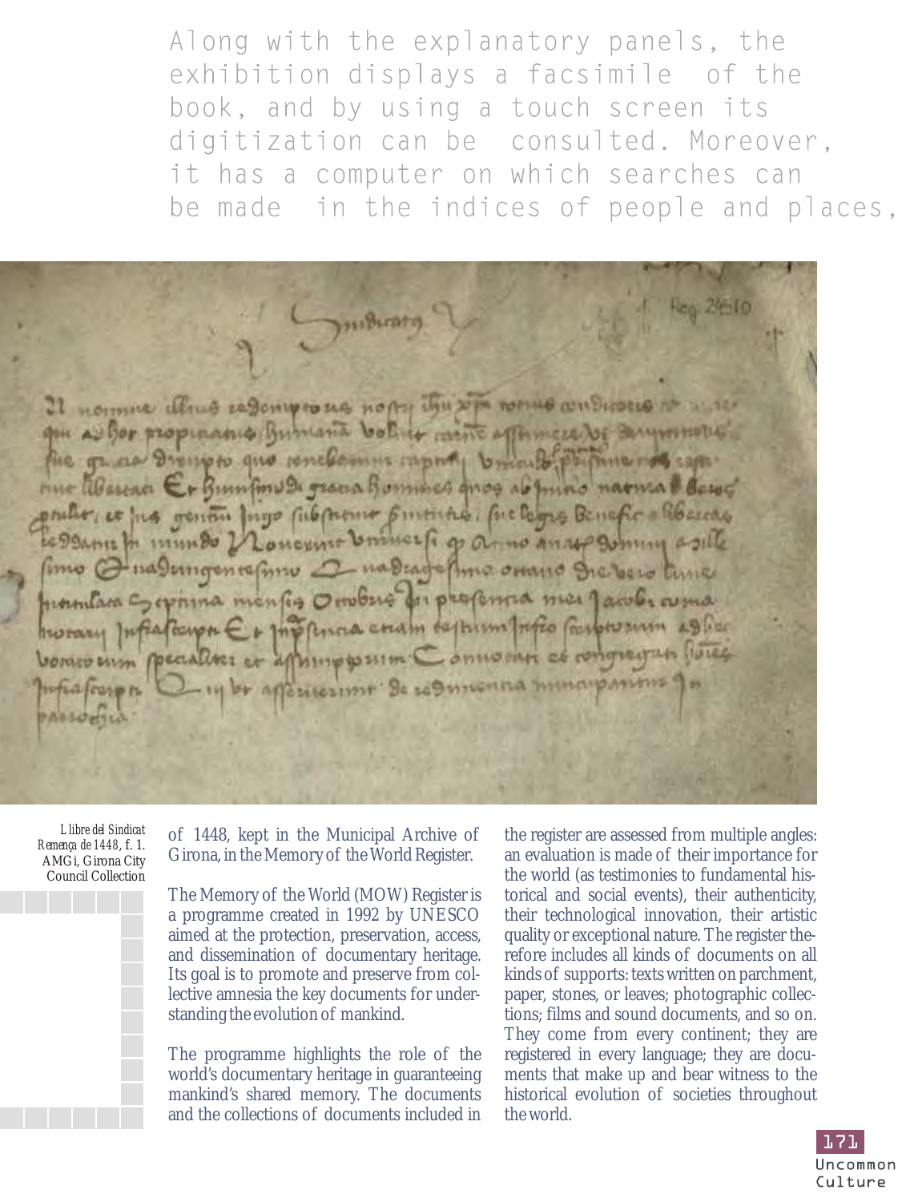Along with the explanatory panels, the exhibition displays a facsimile of the book, and by using a touch screen its digitization can be consulted. Moreover, it has a computer on which searches can be made in the indices of people and places,

*Llibre del Sindicat Remença de 1448*, f. 1. AMGi, Girona City Council Collection

of 1448, kept in the Municipal Archive of Girona, in the Memory of the World Register.

The Memory of the World (MOW) Register is a programme created in 1992 by UNESCO aimed at the protection, preservation, access, and dissemination of documentary heritage. Its goal is to promote and preserve from collective amnesia the key documents for understanding the evolution of mankind.

The programme highlights the role of the world's documentary heritage in guaranteeing mankind's shared memory. The documents and the collections of documents included in the register are assessed from multiple angles: an evaluation is made of their importance for the world (as testimonies to fundamental historical and social events), their authenticity, their technological innovation, their artistic quality or exceptional nature. The register therefore includes all kinds of documents on all kinds of supports: texts written on parchment, paper, stones, or leaves; photographic collections; films and sound documents, and so on. They come from every continent; they are registered in every language; they are documents that make up and bear witness to the historical evolution of societies throughout the world.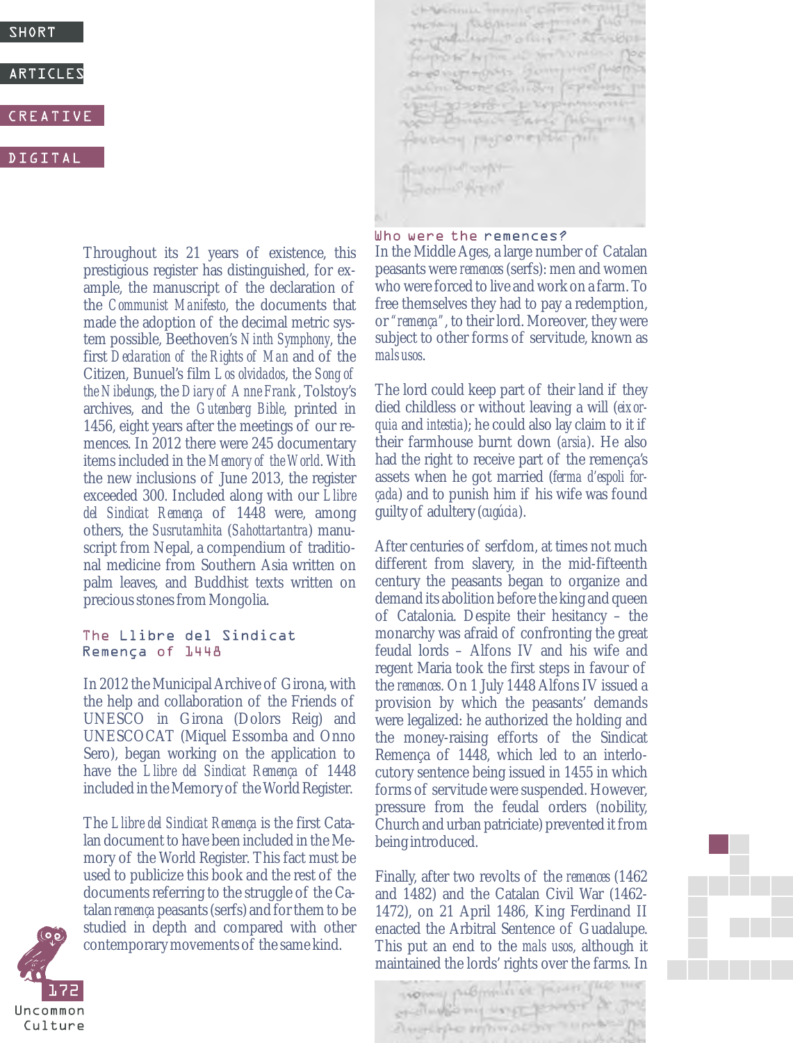Throughout its 21 years of existence, this prestigious register has distinguished, for example, the manuscript of the declaration of the *Communist Manifesto*, the documents that made the adoption of the decimal metric system possible, Beethoven's *Ninth Symphony*, the first *Declaration of the Rights of Man* and of the Citizen, Bunuel's film *Los olvidados*, the *Song of the Nibelungs*, the *Diary of Anne Frank*, Tolstoy's archives, and the *Gutenberg Bible*, printed in 1456, eight years after the meetings of our remences. In 2012 there were 245 documentary items included in the *Memory of the World*. With the new inclusions of June 2013, the register exceeded 300. Included along with our *Llibre del Sindicat Remença* of 1448 were, among others, the *Susrutamhita* (*Sahottartantra*) manuscript from Nepal, a compendium of traditional medicine from Southern Asia written on palm leaves, and Buddhist texts written on precious stones from Mongolia.

### The Llibre del Sindicat Remença of 1448

In 2012 the Municipal Archive of Girona, with the help and collaboration of the Friends of UNESCO in Girona (Dolors Reig) and UNESCOCAT (Miquel Essomba and Onno Sero), began working on the application to have the *Llibre del Sindicat Remença* of 1448 included in the Memory of the World Register.

The *Llibre del Sindicat Remença* is the first Catalan document to have been included in the Memory of the World Register. This fact must be used to publicize this book and the rest of the documents referring to the struggle of the Catalan *remença* peasants (serfs) and for them to be studied in depth and compared with other contemporary movements of the same kind.

### Who were the remences?

In the Middle Ages, a large number of Catalan peasants were *remences* (serfs): men and women who were forced to live and work on a farm. To free themselves they had to pay a redemption, or *"remença"*, to their lord. Moreover, they were subject to other forms of servitude, known as *mals usos*.

The lord could keep part of their land if they died childless or without leaving a will (*eixorquia* and *intestia*); he could also lay claim to it if their farmhouse burnt down (*arsia*). He also had the right to receive part of the remença's assets when he got married (*ferma d'espoli forçada*) and to punish him if his wife was found guilty of adultery (*cugúcia*).

After centuries of serfdom, at times not much different from slavery, in the mid-fifteenth century the peasants began to organize and demand its abolition before the king and queen of Catalonia. Despite their hesitancy – the monarchy was afraid of confronting the great feudal lords – Alfons IV and his wife and regent Maria took the first steps in favour of the *remences*. On 1 July 1448 Alfons IV issued a provision by which the peasants' demands were legalized: he authorized the holding and the money-raising efforts of the Sindicat Remença of 1448, which led to an interlocutory sentence being issued in 1455 in which forms of servitude were suspended. However, pressure from the feudal orders (nobility, Church and urban patriciate) prevented it from being introduced.

Finally, after two revolts of the *remences* (1462 and 1482) and the Catalan Civil War (1462-1472), on 21 April 1486, King Ferdinand II enacted the Arbitral Sentence of Guadalupe. This put an end to the *mals usos*, although it maintained the lords' rights over the farms. In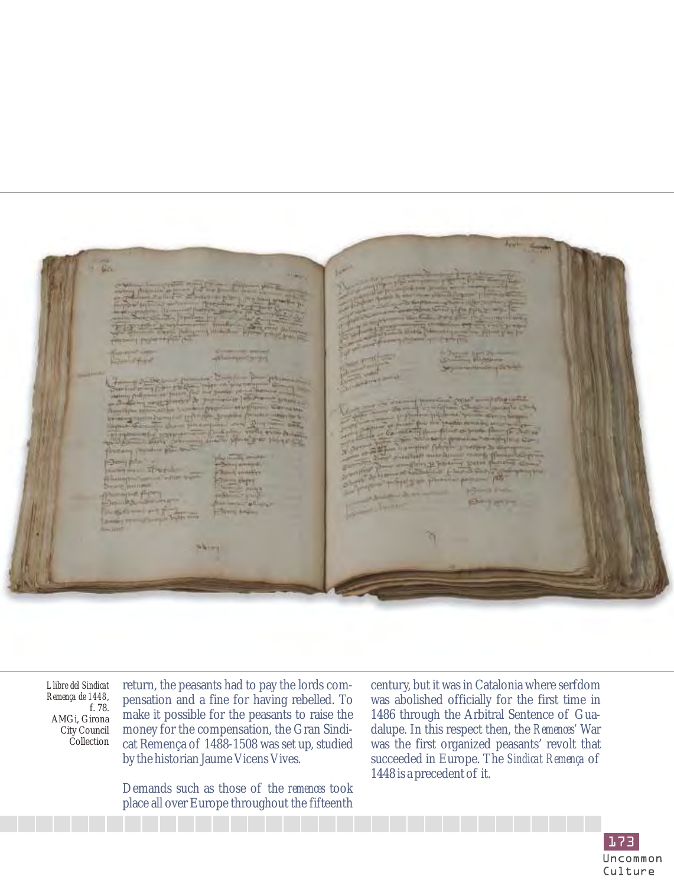*Llibre del Sindicat Remença de 1448*, f. 78. AMGi, Girona City Council Collection

return, the peasants had to pay the lords compensation and a fine for having rebelled. To make it possible for the peasants to raise the money for the compensation, the Gran Sindicat Remença of 1488-1508 was set up, studied by the historian Jaume Vicens Vives.

Demands such as those of the *remences* took place all over Europe throughout the fifteenth century, but it was in Catalonia where serfdom was abolished officially for the first time in 1486 through the Arbitral Sentence of Guadalupe. In this respect then, the *Remences'* War was the first organized peasants' revolt that succeeded in Europe. The *Sindicat Remença* of 1448 is a precedent of it.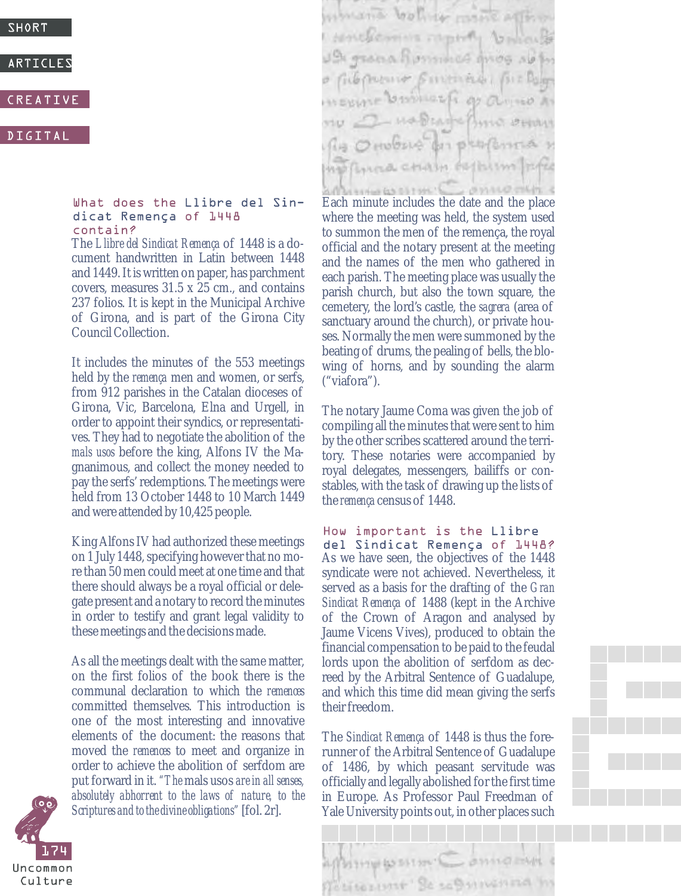### What does the Llibre del Sindicat Remença of 1448 contain?

The *Llibre del Sindicat Remença* of 1448 is a document handwritten in Latin between 1448 and 1449. It is written on paper, has parchment covers, measures 31.5 x 25 cm., and contains 237 folios. It is kept in the Municipal Archive of Girona, and is part of the Girona City Council Collection.

It includes the minutes of the 553 meetings held by the *remença* men and women, or serfs, from 912 parishes in the Catalan dioceses of Girona, Vic, Barcelona, Elna and Urgell, in order to appoint their syndics, or representatives. They had to negotiate the abolition of the *mals usos* before the king, Alfons IV the Magnanimous, and collect the money needed to pay the serfs' redemptions. The meetings were held from 13 October 1448 to 10 March 1449 and were attended by 10,425 people.

King Alfons IV had authorized these meetings on 1 July 1448, specifying however that no more than 50 men could meet at one time and that there should always be a royal official or delegate present and a notary to record the minutes in order to testify and grant legal validity to these meetings and the decisions made.

As all the meetings dealt with the same matter, on the first folios of the book there is the communal declaration to which the *remences* committed themselves. This introduction is one of the most interesting and innovative elements of the document: the reasons that moved the *remences* to meet and organize in order to achieve the abolition of serfdom are put forward in it. "*The* mals usos *are in all senses, absolutely abhorrent to the laws of nature, to the Scriptures and to the divine obligations*" [fol. 2r].

Each minute includes the date and the place where the meeting was held, the system used to summon the men of the remença, the royal official and the notary present at the meeting and the names of the men who gathered in each parish. The meeting place was usually the parish church, but also the town square, the cemetery, the lord's castle, the *sagrera* (area of sanctuary around the church), or private houses. Normally the men were summoned by the beating of drums, the pealing of bells, the blowing of horns, and by sounding the alarm ("viafora").

The notary Jaume Coma was given the job of compiling all the minutes that were sent to him by the other scribes scattered around the territory. These notaries were accompanied by royal delegates, messengers, bailiffs or constables, with the task of drawing up the lists of the *remença* census of 1448.

### How important is the Llibre del Sindicat Remença of 1448?

As we have seen, the objectives of the 1448 syndicate were not achieved. Nevertheless, it served as a basis for the drafting of the *Gran Sindicat Remença* of 1488 (kept in the Archive of the Crown of Aragon and analysed by Jaume Vicens Vives), produced to obtain the financial compensation to be paid to the feudal lords upon the abolition of serfdom as decreed by the Arbitral Sentence of Guadalupe, and which this time did mean giving the serfs their freedom.

The *Sindicat Remença* of 1448 is thus the forerunner of the Arbitral Sentence of Guadalupe of 1486, by which peasant servitude was officially and legally abolished for the first time in Europe. As Professor Paul Freedman of Yale University points out, in other places such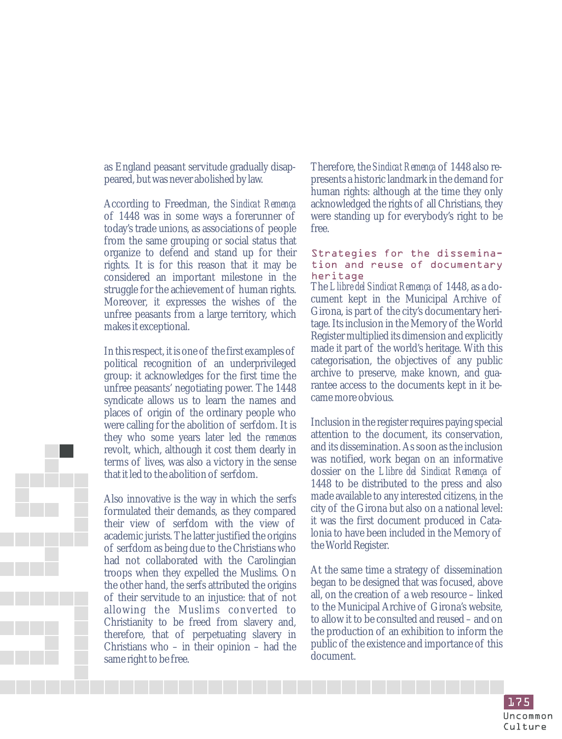as England peasant servitude gradually disappeared, but was never abolished by law.

According to Freedman, the *Sindicat Remença* of 1448 was in some ways a forerunner of today's trade unions, as associations of people from the same grouping or social status that organize to defend and stand up for their rights. It is for this reason that it may be considered an important milestone in the struggle for the achievement of human rights. Moreover, it expresses the wishes of the unfree peasants from a large territory, which makes it exceptional.

In this respect, it is one of the first examples of political recognition of an underprivileged group: it acknowledges for the first time the unfree peasants' negotiating power. The 1448 syndicate allows us to learn the names and places of origin of the ordinary people who were calling for the abolition of serfdom. It is they who some years later led the *remences* revolt, which, although it cost them dearly in terms of lives, was also a victory in the sense that it led to the abolition of serfdom.

Also innovative is the way in which the serfs formulated their demands, as they compared their view of serfdom with the view of academic jurists. The latter justified the origins of serfdom as being due to the Christians who had not collaborated with the Carolingian troops when they expelled the Muslims. On the other hand, the serfs attributed the origins of their servitude to an injustice: that of not allowing the Muslims converted to Christianity to be freed from slavery and, therefore, that of perpetuating slavery in Christians who – in their opinion – had the same right to be free.

Therefore, the *Sindicat Remença* of 1448 also represents a historic landmark in the demand for human rights: although at the time they only acknowledged the rights of all Christians, they were standing up for everybody's right to be free.

## Strategies for the dissemination and reuse of documentary heritage

The *Llibre del Sindicat Remença* of 1448, as a document kept in the Municipal Archive of Girona, is part of the city's documentary heritage. Its inclusion in the Memory of the World Register multiplied its dimension and explicitly made it part of the world's heritage. With this categorisation, the objectives of any public archive to preserve, make known, and guarantee access to the documents kept in it became more obvious.

Inclusion in the register requires paying special attention to the document, its conservation, and its dissemination. As soon as the inclusion was notified, work began on an informative dossier on the *Llibre del Sindicat Remença* of 1448 to be distributed to the press and also made available to any interested citizens, in the city of the Girona but also on a national level: it was the first document produced in Catalonia to have been included in the Memory of the World Register.

At the same time a strategy of dissemination began to be designed that was focused, above all, on the creation of a web resource – linked to the Municipal Archive of Girona's website, to allow it to be consulted and reused – and on the production of an exhibition to inform the public of the existence and importance of this document.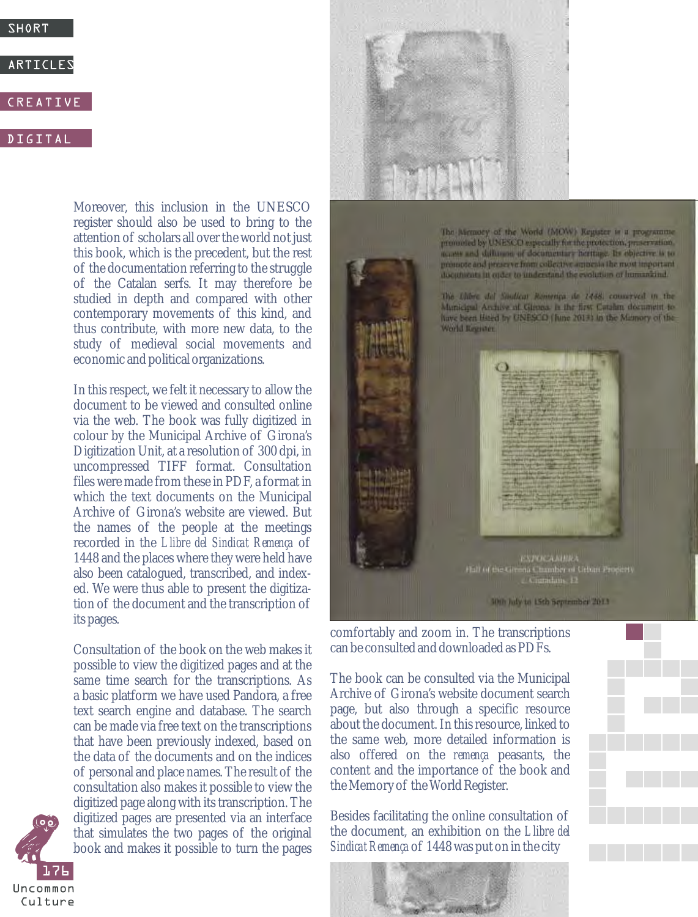Moreover, this inclusion in the UNESCO register should also be used to bring to the attention of scholars all over the world not just this book, which is the precedent, but the rest of the documentation referring to the struggle of the Catalan serfs. It may therefore be studied in depth and compared with other contemporary movements of this kind, and thus contribute, with more new data, to the study of medieval social movements and economic and political organizations.

In this respect, we felt it necessary to allow the document to be viewed and consulted online via the web. The book was fully digitized in colour by the Municipal Archive of Girona's Digitization Unit, at a resolution of 300 dpi, in uncompressed TIFF format. Consultation files were made from these in PDF, a format in which the text documents on the Municipal Archive of Girona's website are viewed. But the names of the people at the meetings recorded in the *Llibre del Sindicat Remença* of 1448 and the places where they were held have also been catalogued, transcribed, and indexed. We were thus able to present the digitization of the document and the transcription of its pages.

Consultation of the book on the web makes it possible to view the digitized pages and at the same time search for the transcriptions. As a basic platform we have used Pandora, a free text search engine and database. The search can be made via free text on the transcriptions that have been previously indexed, based on the data of the documents and on the indices of personal and place names. The result of the consultation also makes it possible to view the digitized page along with its transcription. The digitized pages are presented via an interface that simulates the two pages of the original book and makes it possible to turn the pages comfortably and zoom in. The transcriptions can be consulted and downloaded as PDFs.

The book can be consulted via the Municipal Archive of Girona's website document search page, but also through a specific resource about the document. In this resource, linked to the same web, more detailed information is also offered on the *remença* peasants, the content and the importance of the book and the Memory of the World Register.

Besides facilitating the online consultation of the document, an exhibition on the *Llibre del Sindicat Remença* of 1448 was put on in the city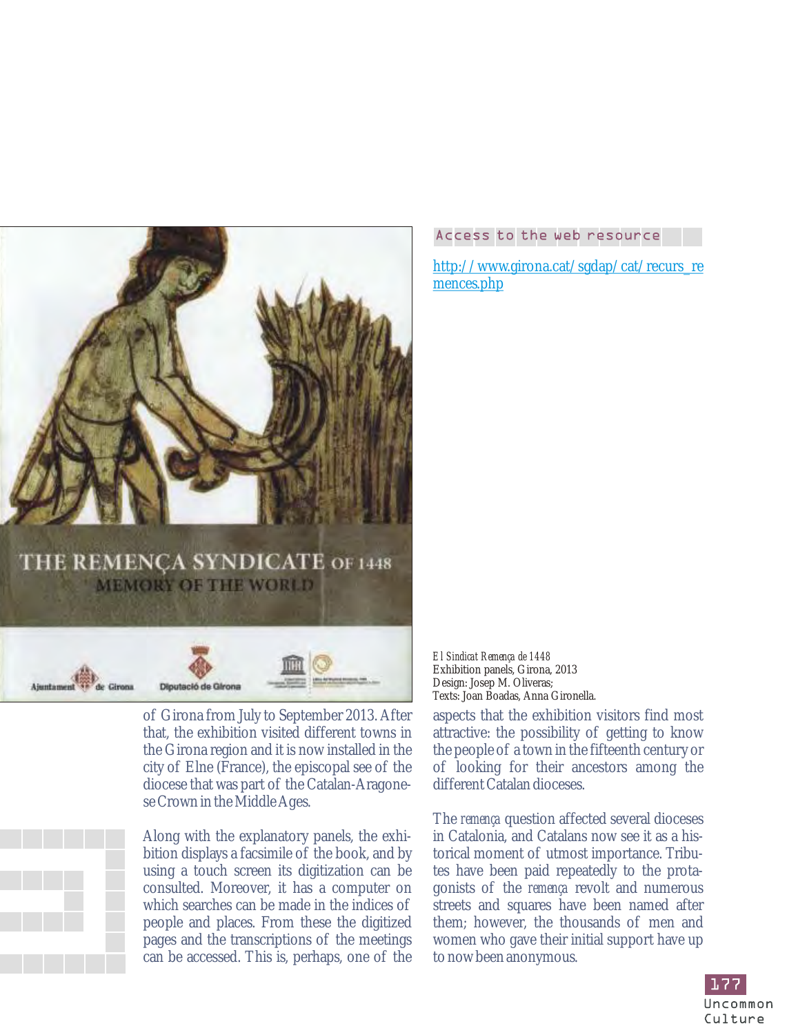**Access to the web resource**

http://www.girona.cat/sgdap/cat/recurs_remences.php

*El Sindicat Remença de 1448*
Exhibition panels, Girona, 2013
Design: Josep M. Oliveras;
Texts: Joan Boadas, Anna Gironella.

of Girona from July to September 2013. After that, the exhibition visited different towns in the Girona region and it is now installed in the city of Elne (France), the episcopal see of the diocese that was part of the Catalan-Aragonese Crown in the Middle Ages.

Along with the explanatory panels, the exhibition displays a facsimile of the book, and by using a touch screen its digitization can be consulted. Moreover, it has a computer on which searches can be made in the indices of people and places. From these the digitized pages and the transcriptions of the meetings can be accessed. This is, perhaps, one of the aspects that the exhibition visitors find most attractive: the possibility of getting to know the people of a town in the fifteenth century or of looking for their ancestors among the different Catalan dioceses.

The *remença* question affected several dioceses in Catalonia, and Catalans now see it as a historical moment of utmost importance. Tributes have been paid repeatedly to the protagonists of the *remença* revolt and numerous streets and squares have been named after them; however, the thousands of men and women who gave their initial support have up to now been anonymous.